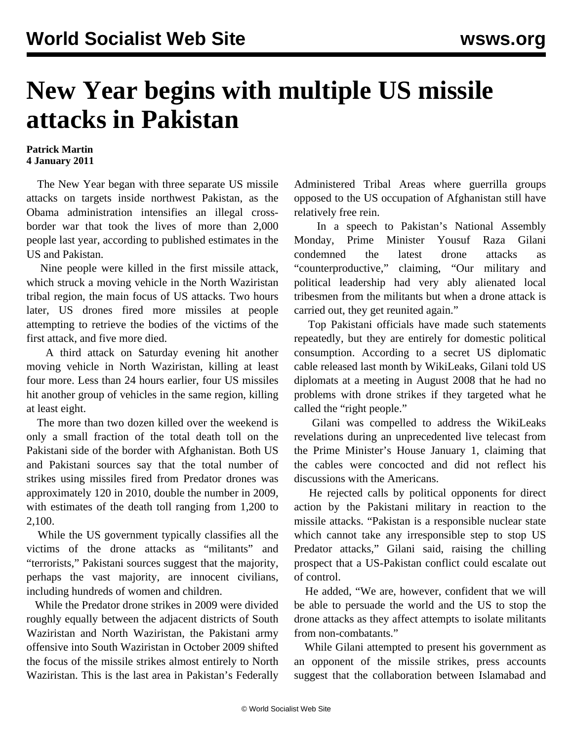# New Year begins with multiple US missile attacks in Pakistan

**Patrick Martin**
**4 January 2011**

The New Year began with three separate US missile attacks on targets inside northwest Pakistan, as the Obama administration intensifies an illegal cross-border war that took the lives of more than 2,000 people last year, according to published estimates in the US and Pakistan.

Nine people were killed in the first missile attack, which struck a moving vehicle in the North Waziristan tribal region, the main focus of US attacks. Two hours later, US drones fired more missiles at people attempting to retrieve the bodies of the victims of the first attack, and five more died.

A third attack on Saturday evening hit another moving vehicle in North Waziristan, killing at least four more. Less than 24 hours earlier, four US missiles hit another group of vehicles in the same region, killing at least eight.

The more than two dozen killed over the weekend is only a small fraction of the total death toll on the Pakistani side of the border with Afghanistan. Both US and Pakistani sources say that the total number of strikes using missiles fired from Predator drones was approximately 120 in 2010, double the number in 2009, with estimates of the death toll ranging from 1,200 to 2,100.

While the US government typically classifies all the victims of the drone attacks as "militants" and "terrorists," Pakistani sources suggest that the majority, perhaps the vast majority, are innocent civilians, including hundreds of women and children.

While the Predator drone strikes in 2009 were divided roughly equally between the adjacent districts of South Waziristan and North Waziristan, the Pakistani army offensive into South Waziristan in October 2009 shifted the focus of the missile strikes almost entirely to North Waziristan. This is the last area in Pakistan's Federally Administered Tribal Areas where guerrilla groups opposed to the US occupation of Afghanistan still have relatively free rein.

In a speech to Pakistan's National Assembly Monday, Prime Minister Yousuf Raza Gilani condemned the latest drone attacks as "counterproductive," claiming, "Our military and political leadership had very ably alienated local tribesmen from the militants but when a drone attack is carried out, they get reunited again."

Top Pakistani officials have made such statements repeatedly, but they are entirely for domestic political consumption. According to a secret US diplomatic cable released last month by WikiLeaks, Gilani told US diplomats at a meeting in August 2008 that he had no problems with drone strikes if they targeted what he called the "right people."

Gilani was compelled to address the WikiLeaks revelations during an unprecedented live telecast from the Prime Minister's House January 1, claiming that the cables were concocted and did not reflect his discussions with the Americans.

He rejected calls by political opponents for direct action by the Pakistani military in reaction to the missile attacks. "Pakistan is a responsible nuclear state which cannot take any irresponsible step to stop US Predator attacks," Gilani said, raising the chilling prospect that a US-Pakistan conflict could escalate out of control.

He added, "We are, however, confident that we will be able to persuade the world and the US to stop the drone attacks as they affect attempts to isolate militants from non-combatants."

While Gilani attempted to present his government as an opponent of the missile strikes, press accounts suggest that the collaboration between Islamabad and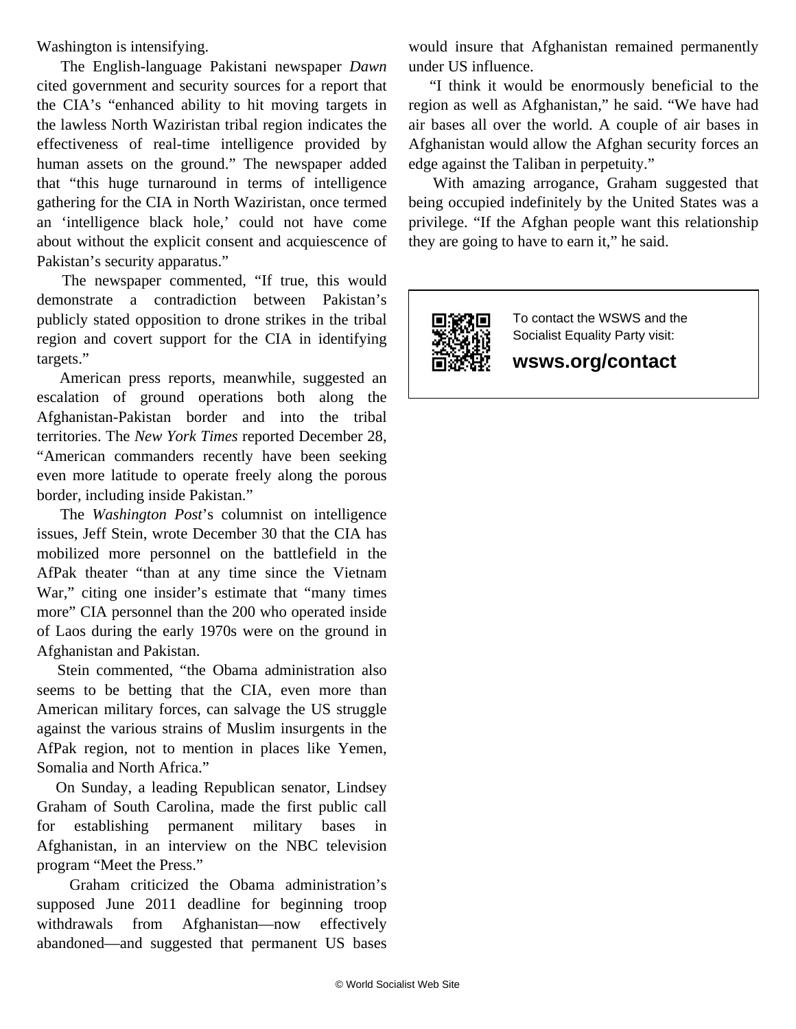Washington is intensifying.

The English-language Pakistani newspaper *Dawn* cited government and security sources for a report that the CIA's "enhanced ability to hit moving targets in the lawless North Waziristan tribal region indicates the effectiveness of real-time intelligence provided by human assets on the ground." The newspaper added that "this huge turnaround in terms of intelligence gathering for the CIA in North Waziristan, once termed an 'intelligence black hole,' could not have come about without the explicit consent and acquiescence of Pakistan's security apparatus."

The newspaper commented, "If true, this would demonstrate a contradiction between Pakistan's publicly stated opposition to drone strikes in the tribal region and covert support for the CIA in identifying targets."

American press reports, meanwhile, suggested an escalation of ground operations both along the Afghanistan-Pakistan border and into the tribal territories. The *New York Times* reported December 28, "American commanders recently have been seeking even more latitude to operate freely along the porous border, including inside Pakistan."

The *Washington Post*'s columnist on intelligence issues, Jeff Stein, wrote December 30 that the CIA has mobilized more personnel on the battlefield in the AfPak theater "than at any time since the Vietnam War," citing one insider's estimate that "many times more" CIA personnel than the 200 who operated inside of Laos during the early 1970s were on the ground in Afghanistan and Pakistan.

Stein commented, "the Obama administration also seems to be betting that the CIA, even more than American military forces, can salvage the US struggle against the various strains of Muslim insurgents in the AfPak region, not to mention in places like Yemen, Somalia and North Africa."

On Sunday, a leading Republican senator, Lindsey Graham of South Carolina, made the first public call for establishing permanent military bases in Afghanistan, in an interview on the NBC television program "Meet the Press."

Graham criticized the Obama administration's supposed June 2011 deadline for beginning troop withdrawals from Afghanistan—now effectively abandoned—and suggested that permanent US bases would insure that Afghanistan remained permanently under US influence.

"I think it would be enormously beneficial to the region as well as Afghanistan," he said. "We have had air bases all over the world. A couple of air bases in Afghanistan would allow the Afghan security forces an edge against the Taliban in perpetuity."

With amazing arrogance, Graham suggested that being occupied indefinitely by the United States was a privilege. "If the Afghan people want this relationship they are going to have to earn it," he said.

To contact the WSWS and the Socialist Equality Party visit:

**wsws.org/contact**